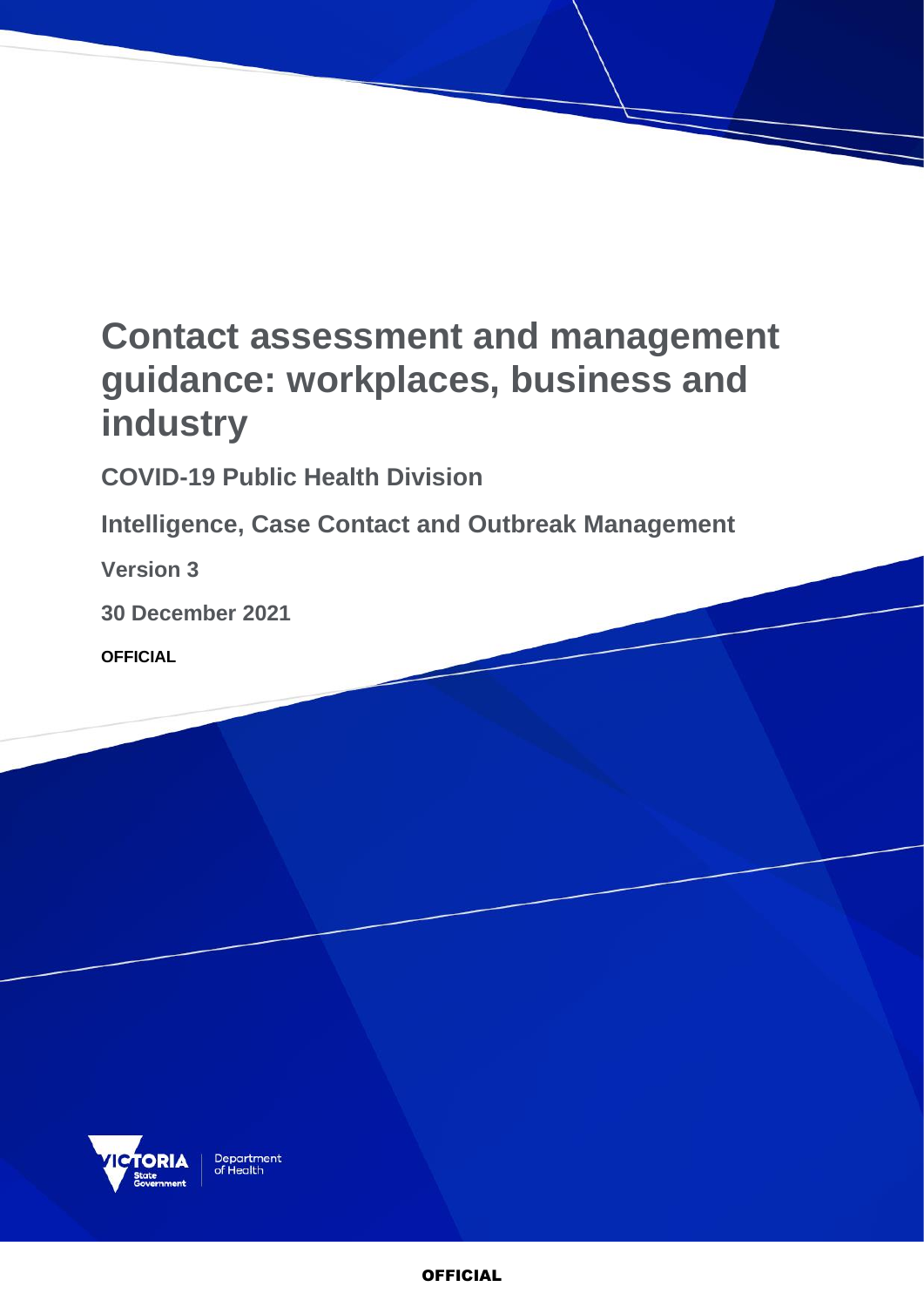# Contact assessment and management guidance: workplaces, business and industry

**COVID-19 Public Health Division**

**Intelligence, Case Contact and Outbreak Management**

**Version 3**

**30 December 2021**

**OFFICIAL**

Department of Health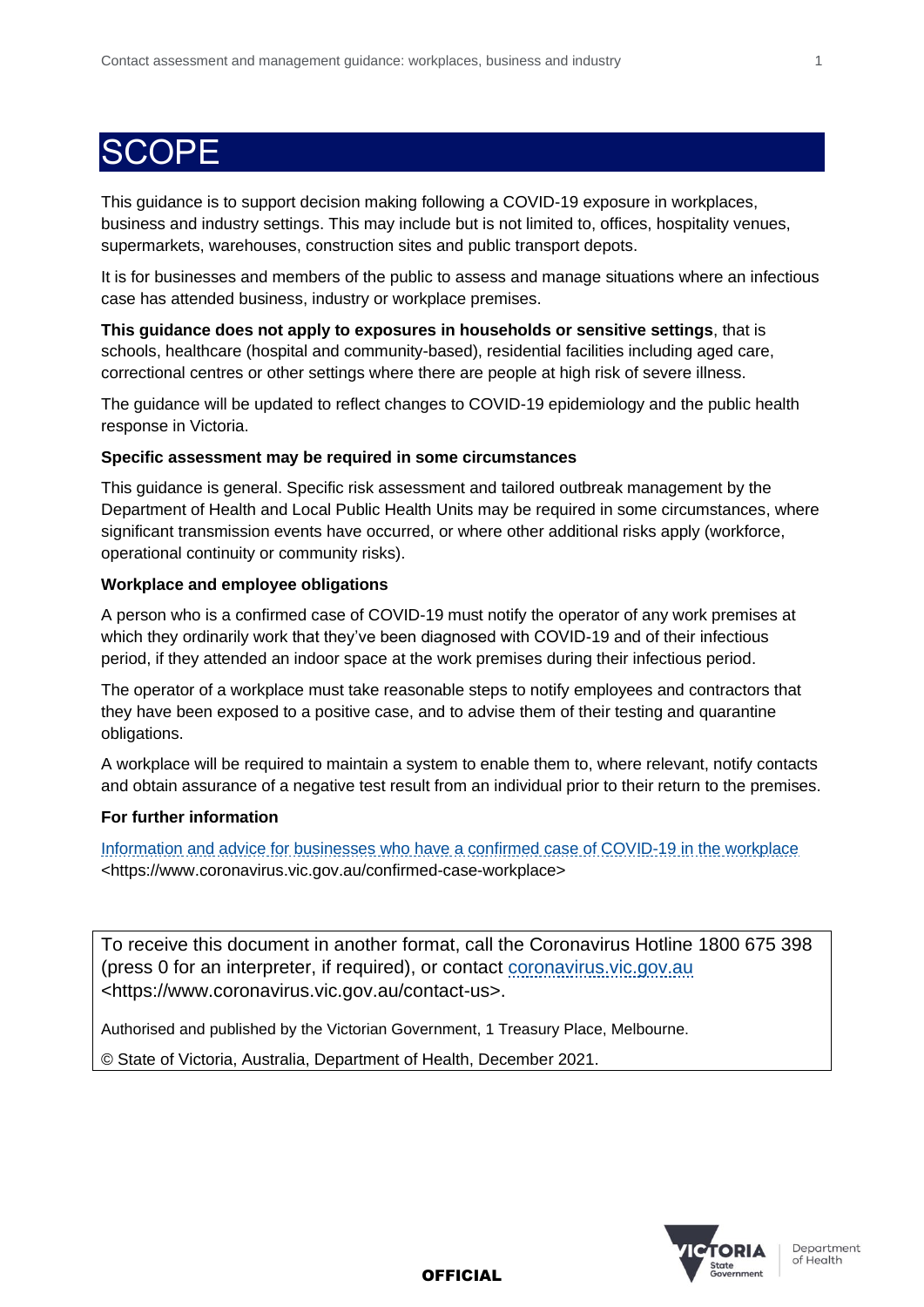# SCOPE

This guidance is to support decision making following a COVID-19 exposure in workplaces, business and industry settings. This may include but is not limited to, offices, hospitality venues, supermarkets, warehouses, construction sites and public transport depots.

It is for businesses and members of the public to assess and manage situations where an infectious case has attended business, industry or workplace premises.

**This guidance does not apply to exposures in households or sensitive settings**, that is schools, healthcare (hospital and community-based), residential facilities including aged care, correctional centres or other settings where there are people at high risk of severe illness.

The guidance will be updated to reflect changes to COVID-19 epidemiology and the public health response in Victoria.

**Specific assessment may be required in some circumstances**

This guidance is general. Specific risk assessment and tailored outbreak management by the Department of Health and Local Public Health Units may be required in some circumstances, where significant transmission events have occurred, or where other additional risks apply (workforce, operational continuity or community risks).

**Workplace and employee obligations**

A person who is a confirmed case of COVID-19 must notify the operator of any work premises at which they ordinarily work that they've been diagnosed with COVID-19 and of their infectious period, if they attended an indoor space at the work premises during their infectious period.

The operator of a workplace must take reasonable steps to notify employees and contractors that they have been exposed to a positive case, and to advise them of their testing and quarantine obligations.

A workplace will be required to maintain a system to enable them to, where relevant, notify contacts and obtain assurance of a negative test result from an individual prior to their return to the premises.

**For further information**

[Information and advice for businesses who have a confirmed case of COVID-19 in the workplace](https://www.coronavirus.vic.gov.au/confirmed-case-workplace) <https://www.coronavirus.vic.gov.au/confirmed-case-workplace>

To receive this document in another format, call the Coronavirus Hotline 1800 675 398 (press 0 for an interpreter, if required), or contact [coronavirus.vic.gov.au](https://www.coronavirus.vic.gov.au/contact-us) <https://www.coronavirus.vic.gov.au/contact-us>.

Authorised and published by the Victorian Government, 1 Treasury Place, Melbourne.

© State of Victoria, Australia, Department of Health, December 2021.

OFFICIAL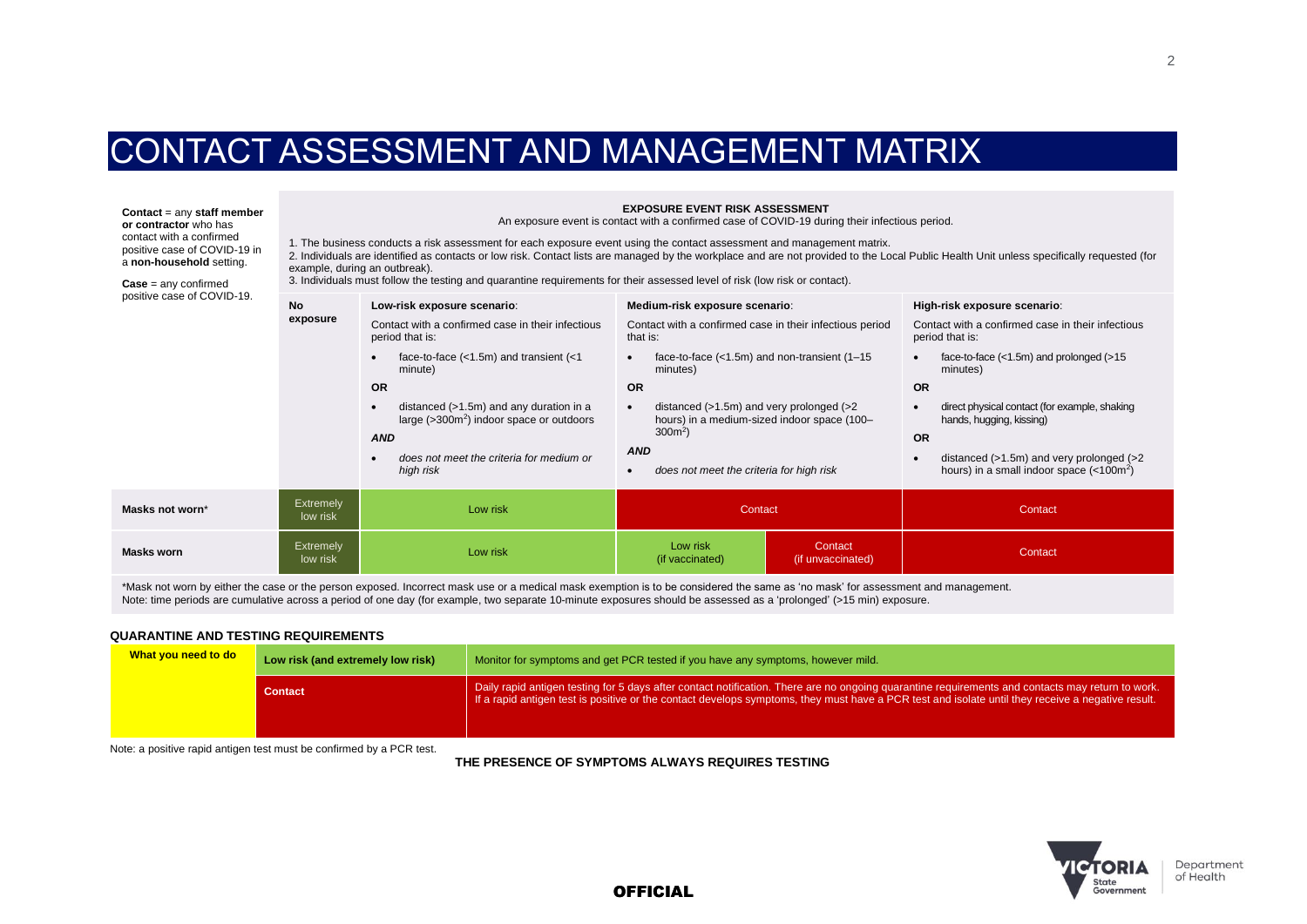# CONTACT ASSESSMENT AND MANAGEMENT MATRIX

**Contact** = any **staff member or contractor** who has contact with a confirmed positive case of COVID-19 in a **non-household** setting.

**Case** = any confirmed positive case of COVID-19.

**EXPOSURE EVENT RISK ASSESSMENT**

An exposure event is contact with a confirmed case of COVID-19 during their infectious period.

1. The business conducts a risk assessment for each exposure event using the contact assessment and management matrix.
2. Individuals are identified as contacts or low risk. Contact lists are managed by the workplace and are not provided to the Local Public Health Unit unless specifically requested (for example, during an outbreak).
3. Individuals must follow the testing and quarantine requirements for their assessed level of risk (low risk or contact).

| | **No exposure** | **Low-risk exposure scenario**: Contact with a confirmed case in their infectious period that is: • face-to-face (<1.5m) and transient (<1 minute) **OR** • distanced (>1.5m) and any duration in a large (>300m²) indoor space or outdoors ***AND*** • *does not meet the criteria for medium or high risk* | **Medium-risk exposure scenario**: Contact with a confirmed case in their infectious period that is: • face-to-face (<1.5m) and non-transient (1–15 minutes) **OR** • distanced (>1.5m) and very prolonged (>2 hours) in a medium-sized indoor space (100–300m²) ***AND*** • *does not meet the criteria for high risk* | | **High-risk exposure scenario**: Contact with a confirmed case in their infectious period that is: • face-to-face (<1.5m) and prolonged (>15 minutes) **OR** • direct physical contact (for example, shaking hands, hugging, kissing) **OR** • distanced (>1.5m) and very prolonged (>2 hours) in a small indoor space (<100m²) |
|---|---|---|---|---|---|
| **Masks not worn*** | Extremely low risk | Low risk | Contact | | Contact |
| **Masks worn** | Extremely low risk | Low risk | Low risk (if vaccinated) | Contact (if unvaccinated) | Contact |

*Mask not worn by either the case or the person exposed. Incorrect mask use or a medical mask exemption is to be considered the same as 'no mask' for assessment and management.
Note: time periods are cumulative across a period of one day (for example, two separate 10-minute exposures should be assessed as a 'prolonged' (>15 min) exposure.

**QUARANTINE AND TESTING REQUIREMENTS**

| What you need to do | | |
|---|---|---|
| | **Low risk (and extremely low risk)** | Monitor for symptoms and get PCR tested if you have any symptoms, however mild. |
| | **Contact** | Daily rapid antigen testing for 5 days after contact notification. There are no ongoing quarantine requirements and contacts may return to work. If a rapid antigen test is positive or the contact develops symptoms, they must have a PCR test and isolate until they receive a negative result. |

Note: a positive rapid antigen test must be confirmed by a PCR test.

**THE PRESENCE OF SYMPTOMS ALWAYS REQUIRES TESTING**

**OFFICIAL**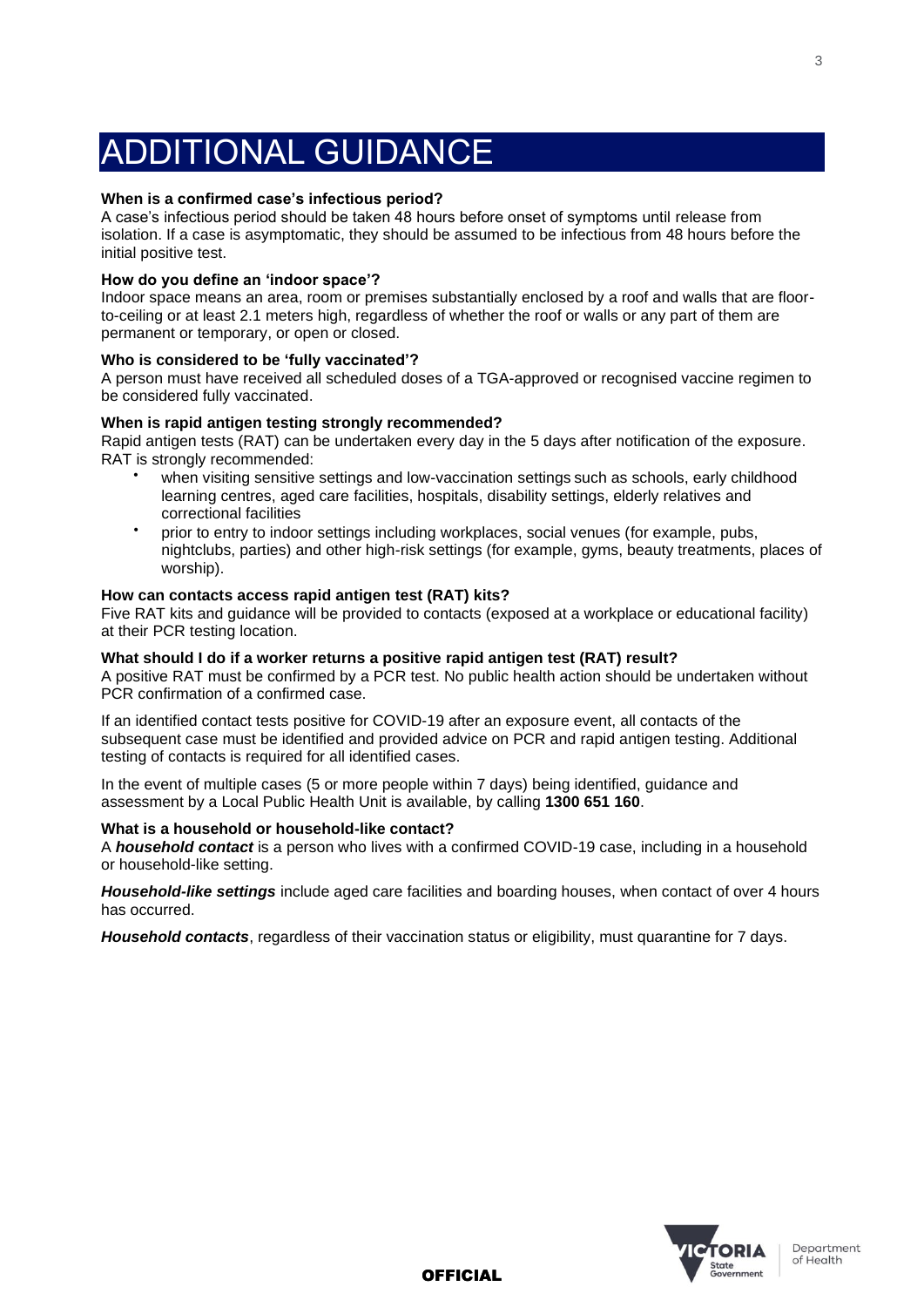# ADDITIONAL GUIDANCE

**When is a confirmed case's infectious period?**
A case's infectious period should be taken 48 hours before onset of symptoms until release from isolation. If a case is asymptomatic, they should be assumed to be infectious from 48 hours before the initial positive test.

**How do you define an 'indoor space'?**
Indoor space means an area, room or premises substantially enclosed by a roof and walls that are floor-to-ceiling or at least 2.1 meters high, regardless of whether the roof or walls or any part of them are permanent or temporary, or open or closed.

**Who is considered to be 'fully vaccinated'?**
A person must have received all scheduled doses of a TGA-approved or recognised vaccine regimen to be considered fully vaccinated.

**When is rapid antigen testing strongly recommended?**
Rapid antigen tests (RAT) can be undertaken every day in the 5 days after notification of the exposure. RAT is strongly recommended:

- when visiting sensitive settings and low-vaccination settings such as schools, early childhood learning centres, aged care facilities, hospitals, disability settings, elderly relatives and correctional facilities
- prior to entry to indoor settings including workplaces, social venues (for example, pubs, nightclubs, parties) and other high-risk settings (for example, gyms, beauty treatments, places of worship).

**How can contacts access rapid antigen test (RAT) kits?**
Five RAT kits and guidance will be provided to contacts (exposed at a workplace or educational facility) at their PCR testing location.

**What should I do if a worker returns a positive rapid antigen test (RAT) result?**
A positive RAT must be confirmed by a PCR test. No public health action should be undertaken without PCR confirmation of a confirmed case.

If an identified contact tests positive for COVID-19 after an exposure event, all contacts of the subsequent case must be identified and provided advice on PCR and rapid antigen testing. Additional testing of contacts is required for all identified cases.

In the event of multiple cases (5 or more people within 7 days) being identified, guidance and assessment by a Local Public Health Unit is available, by calling **1300 651 160**.

**What is a household or household-like contact?**
A ***household contact*** is a person who lives with a confirmed COVID-19 case, including in a household or household-like setting.

***Household-like settings*** include aged care facilities and boarding houses, when contact of over 4 hours has occurred.

***Household contacts***, regardless of their vaccination status or eligibility, must quarantine for 7 days.